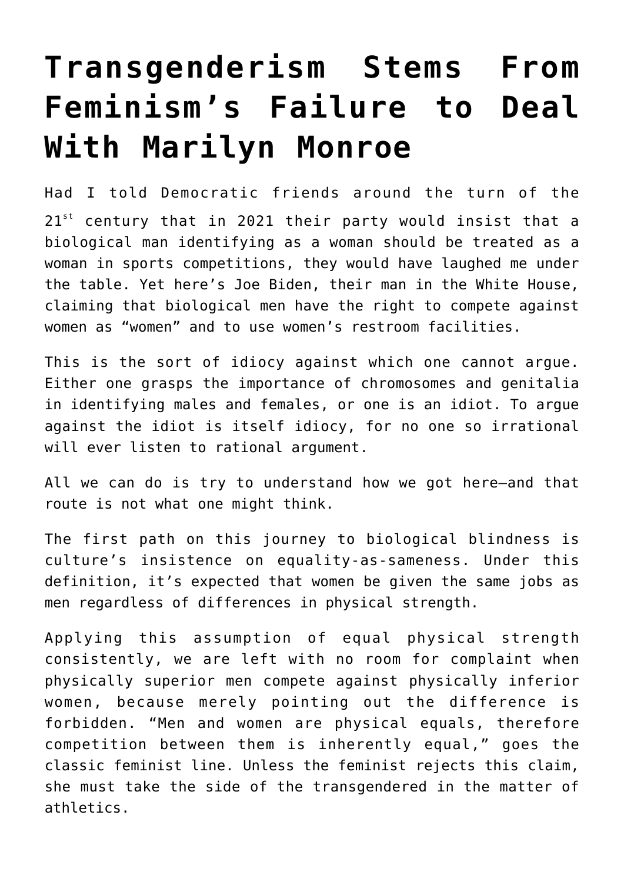# Transgenderism Stems From Feminism's Failure to Deal With Marilyn Monroe

Had I told Democratic friends around the turn of the 21st century that in 2021 their party would insist that a biological man identifying as a woman should be treated as a woman in sports competitions, they would have laughed me under the table. Yet here's Joe Biden, their man in the White House, claiming that biological men have the right to compete against women as "women" and to use women's restroom facilities.

This is the sort of idiocy against which one cannot argue. Either one grasps the importance of chromosomes and genitalia in identifying males and females, or one is an idiot. To argue against the idiot is itself idiocy, for no one so irrational will ever listen to rational argument.

All we can do is try to understand how we got here—and that route is not what one might think.

The first path on this journey to biological blindness is culture's insistence on equality-as-sameness. Under this definition, it's expected that women be given the same jobs as men regardless of differences in physical strength.

Applying this assumption of equal physical strength consistently, we are left with no room for complaint when physically superior men compete against physically inferior women, because merely pointing out the difference is forbidden. "Men and women are physical equals, therefore competition between them is inherently equal," goes the classic feminist line. Unless the feminist rejects this claim, she must take the side of the transgendered in the matter of athletics.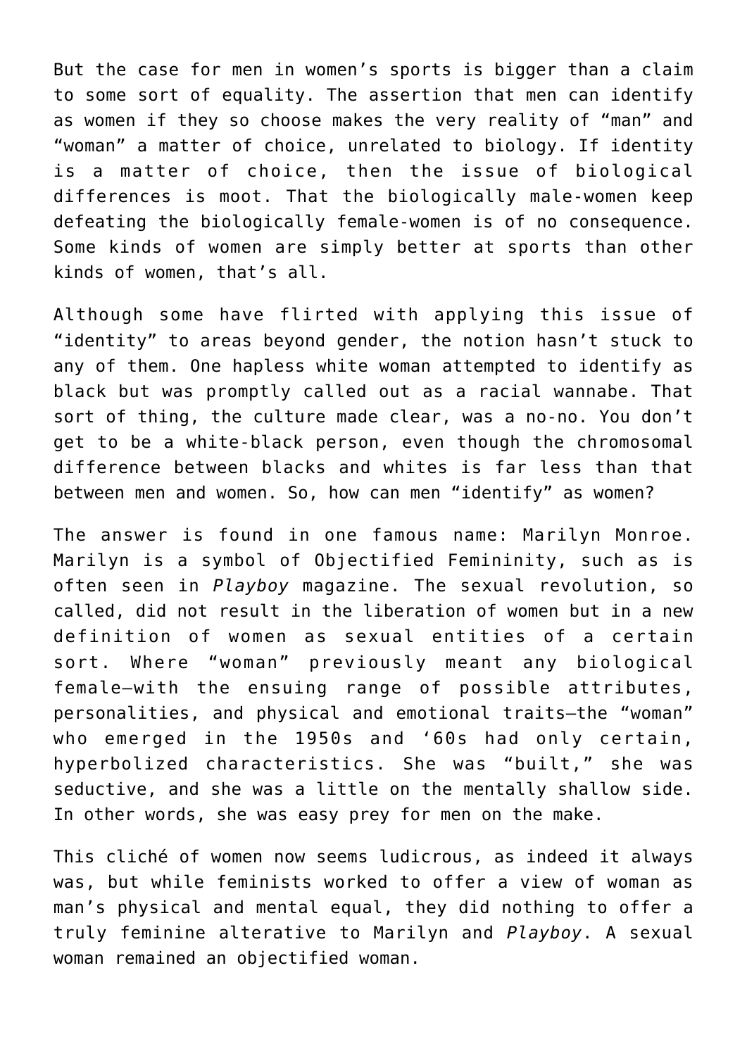But the case for men in women's sports is bigger than a claim to some sort of equality. The assertion that men can identify as women if they so choose makes the very reality of "man" and "woman" a matter of choice, unrelated to biology. If identity is a matter of choice, then the issue of biological differences is moot. That the biologically male-women keep defeating the biologically female-women is of no consequence. Some kinds of women are simply better at sports than other kinds of women, that's all.

Although some have flirted with applying this issue of "identity" to areas beyond gender, the notion hasn't stuck to any of them. One hapless white woman attempted to identify as black but was promptly called out as a racial wannabe. That sort of thing, the culture made clear, was a no-no. You don't get to be a white-black person, even though the chromosomal difference between blacks and whites is far less than that between men and women. So, how can men "identify" as women?

The answer is found in one famous name: Marilyn Monroe. Marilyn is a symbol of Objectified Femininity, such as is often seen in *Playboy* magazine. The sexual revolution, so called, did not result in the liberation of women but in a new definition of women as sexual entities of a certain sort. Where "woman" previously meant any biological female—with the ensuing range of possible attributes, personalities, and physical and emotional traits—the "woman" who emerged in the 1950s and '60s had only certain, hyperbolized characteristics. She was "built," she was seductive, and she was a little on the mentally shallow side. In other words, she was easy prey for men on the make.

This cliché of women now seems ludicrous, as indeed it always was, but while feminists worked to offer a view of woman as man's physical and mental equal, they did nothing to offer a truly feminine alterative to Marilyn and *Playboy*. A sexual woman remained an objectified woman.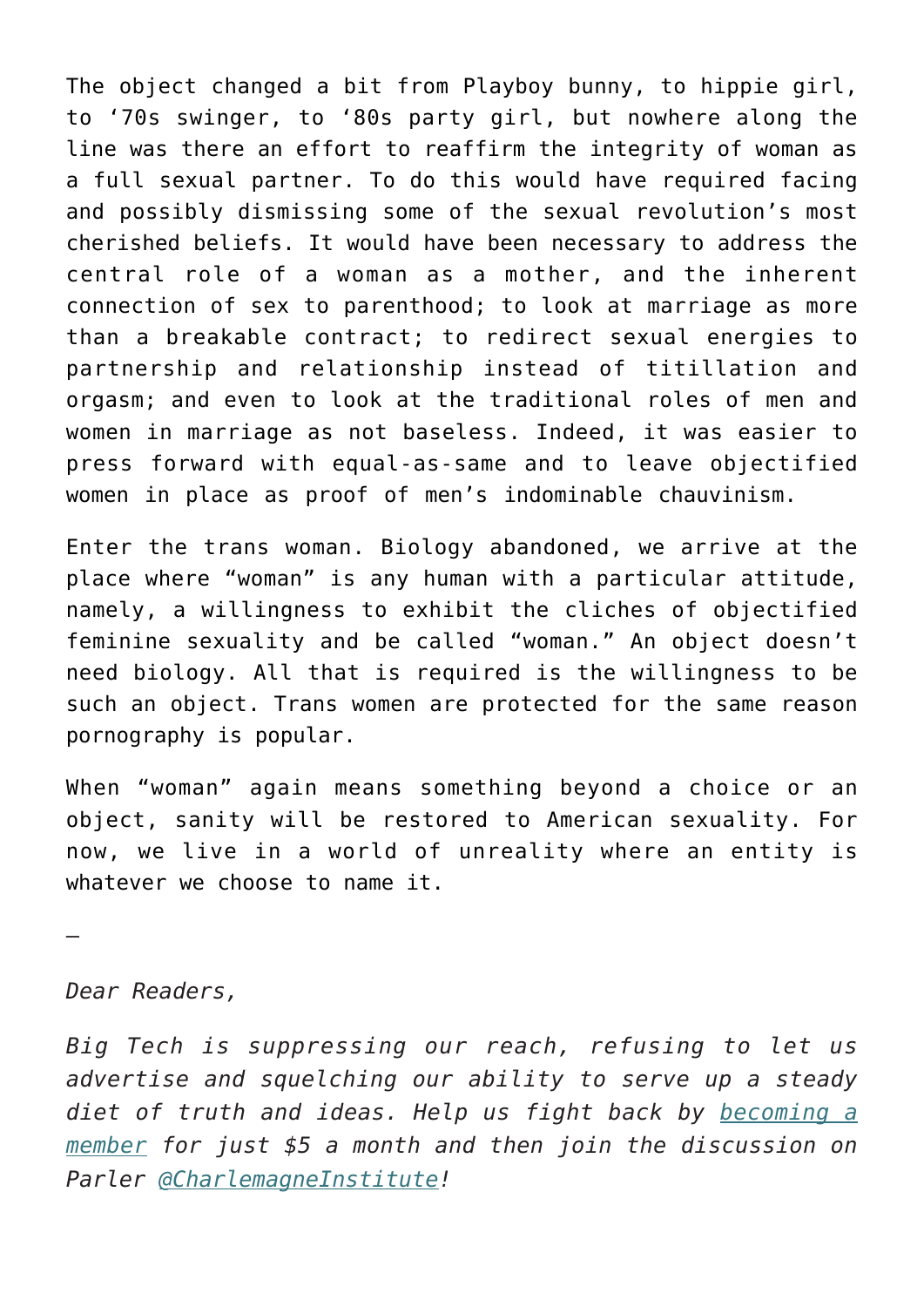The object changed a bit from Playboy bunny, to hippie girl, to '70s swinger, to '80s party girl, but nowhere along the line was there an effort to reaffirm the integrity of woman as a full sexual partner. To do this would have required facing and possibly dismissing some of the sexual revolution's most cherished beliefs. It would have been necessary to address the central role of a woman as a mother, and the inherent connection of sex to parenthood; to look at marriage as more than a breakable contract; to redirect sexual energies to partnership and relationship instead of titillation and orgasm; and even to look at the traditional roles of men and women in marriage as not baseless. Indeed, it was easier to press forward with equal-as-same and to leave objectified women in place as proof of men's indominable chauvinism.

Enter the trans woman. Biology abandoned, we arrive at the place where "woman" is any human with a particular attitude, namely, a willingness to exhibit the cliches of objectified feminine sexuality and be called "woman." An object doesn't need biology. All that is required is the willingness to be such an object. Trans women are protected for the same reason pornography is popular.

When "woman" again means something beyond a choice or an object, sanity will be restored to American sexuality. For now, we live in a world of unreality where an entity is whatever we choose to name it.

—

*Dear Readers,*

*Big Tech is suppressing our reach, refusing to let us advertise and squelching our ability to serve up a steady diet of truth and ideas. Help us fight back by becoming a member for just $5 a month and then join the discussion on Parler @CharlemagneInstitute!*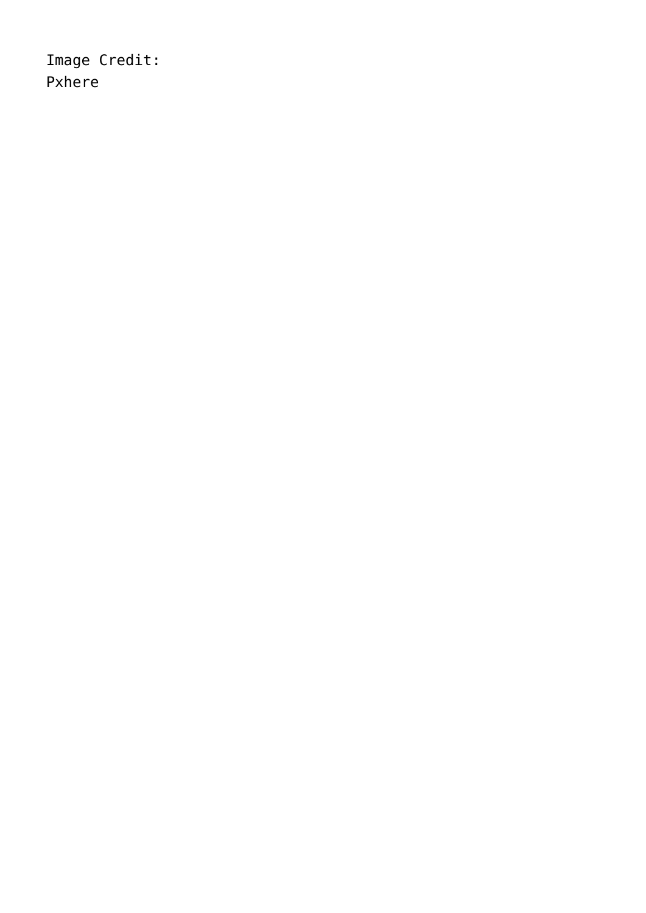Image Credit:
Pxhere